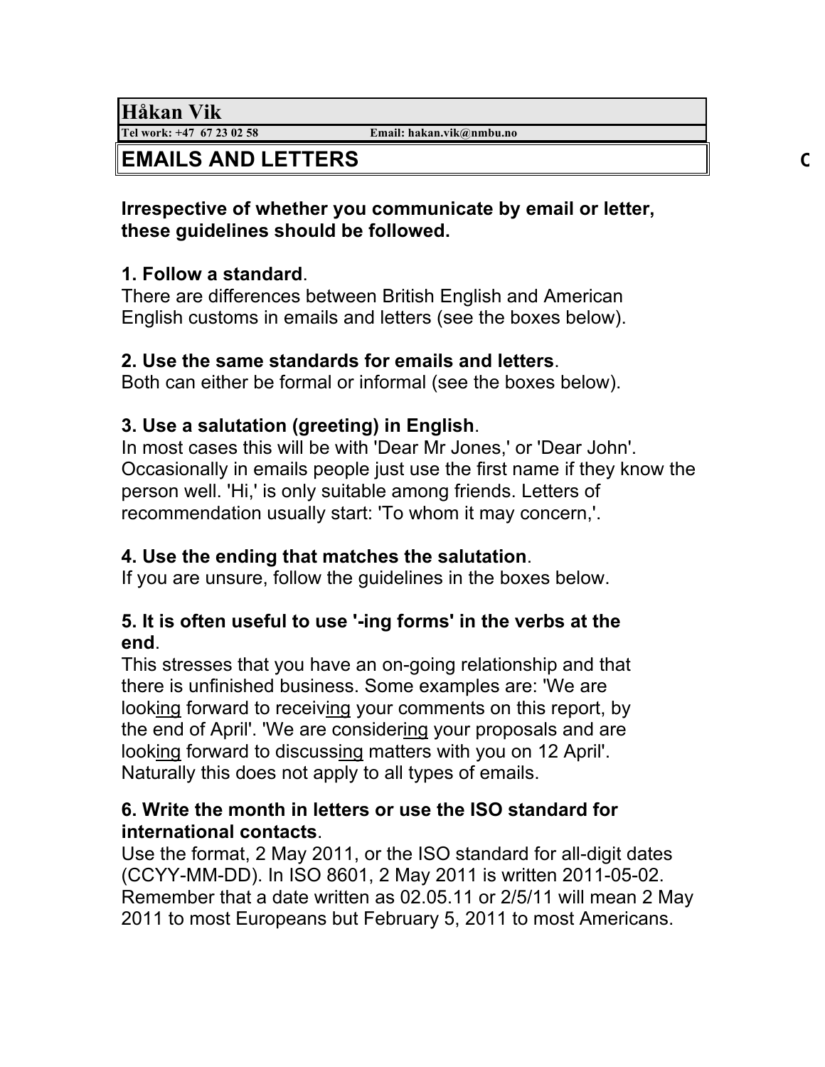**Håkan Vik**

**Tel work: +47 67 23 02 58** **Email: hakan.vik@nmbu.no**

# EMAILS AND LETTERS

**Irrespective of whether you communicate by email or letter, these guidelines should be followed.**

**1. Follow a standard**.
There are differences between British English and American English customs in emails and letters (see the boxes below).

**2. Use the same standards for emails and letters**.
Both can either be formal or informal (see the boxes below).

**3. Use a salutation (greeting) in English**.
In most cases this will be with 'Dear Mr Jones,' or 'Dear John'. Occasionally in emails people just use the first name if they know the person well. 'Hi,' is only suitable among friends. Letters of recommendation usually start: 'To whom it may concern,'.

**4. Use the ending that matches the salutation**.
If you are unsure, follow the guidelines in the boxes below.

**5. It is often useful to use '-ing forms' in the verbs at the end**.
This stresses that you have an on-going relationship and that there is unfinished business. Some examples are: 'We are looking forward to receiving your comments on this report, by the end of April'. 'We are considering your proposals and are looking forward to discussing matters with you on 12 April'. Naturally this does not apply to all types of emails.

**6. Write the month in letters or use the ISO standard for international contacts**.
Use the format, 2 May 2011, or the ISO standard for all-digit dates (CCYY-MM-DD). In ISO 8601, 2 May 2011 is written 2011-05-02. Remember that a date written as 02.05.11 or 2/5/11 will mean 2 May 2011 to most Europeans but February 5, 2011 to most Americans.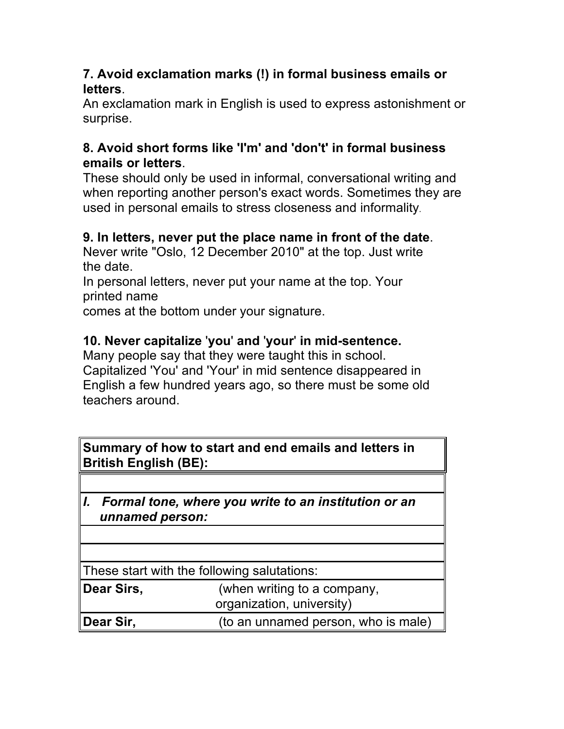**7. Avoid exclamation marks (!) in formal business emails or letters**.
An exclamation mark in English is used to express astonishment or surprise.

**8. Avoid short forms like 'I'm' and 'don't' in formal business emails or letters**.
These should only be used in informal, conversational writing and when reporting another person's exact words. Sometimes they are used in personal emails to stress closeness and informality.

**9. In letters, never put the place name in front of the date**.
Never write "Oslo, 12 December 2010" at the top. Just write the date.
In personal letters, never put your name at the top. Your printed name
comes at the bottom under your signature.

**10. Never capitalize 'you' and 'your' in mid-sentence.**
Many people say that they were taught this in school. Capitalized 'You' and 'Your' in mid sentence disappeared in English a few hundred years ago, so there must be some old teachers around.

| **Summary of how to start and end emails and letters in British English (BE):** | |
|---|---|
| | |
| ***I. Formal tone, where you write to an institution or an unnamed person:*** | |
| | |
| | |
| These start with the following salutations: | |
| **Dear Sirs,** | (when writing to a company, organization, university) |
| **Dear Sir,** | (to an unnamed person, who is male) |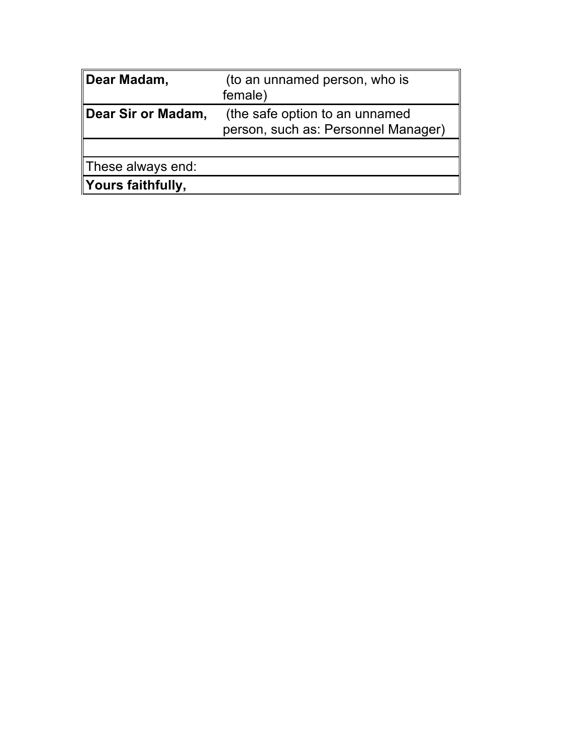| | |
|---|---|
| **Dear Madam,** | (to an unnamed person, who is female) |
| **Dear Sir or Madam,** | (the safe option to an unnamed person, such as: Personnel Manager) |
| | |
| These always end: | |
| **Yours faithfully,** | |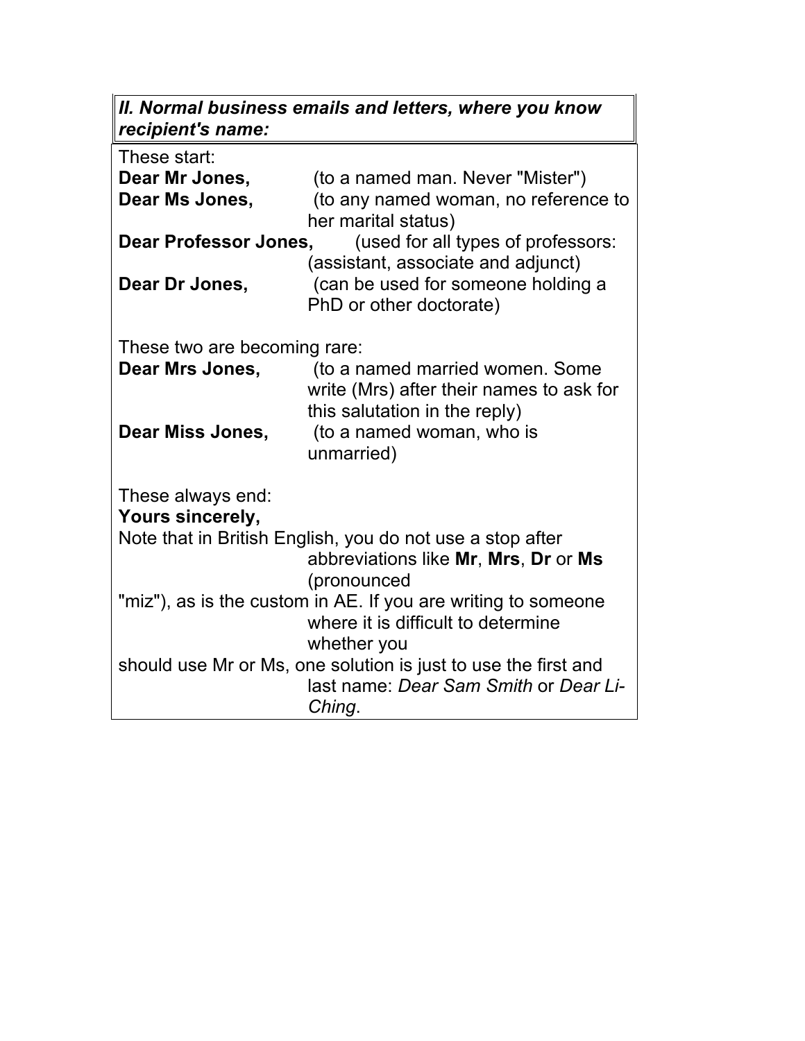***II. Normal business emails and letters, where you know recipient's name:***

These start:

**Dear Mr Jones,** (to a named man. Never "Mister")

**Dear Ms Jones,** (to any named woman, no reference to her marital status)

**Dear Professor Jones,** (used for all types of professors: (assistant, associate and adjunct)

**Dear Dr Jones,** (can be used for someone holding a PhD or other doctorate)

These two are becoming rare:

**Dear Mrs Jones,** (to a named married women. Some write (Mrs) after their names to ask for this salutation in the reply)

**Dear Miss Jones,** (to a named woman, who is unmarried)

These always end:

**Yours sincerely,**

Note that in British English, you do not use a stop after abbreviations like **Mr**, **Mrs**, **Dr** or **Ms** (pronounced "miz"), as is the custom in AE. If you are writing to someone where it is difficult to determine whether you should use Mr or Ms, one solution is just to use the first and last name: *Dear Sam Smith* or *Dear Li-Ching*.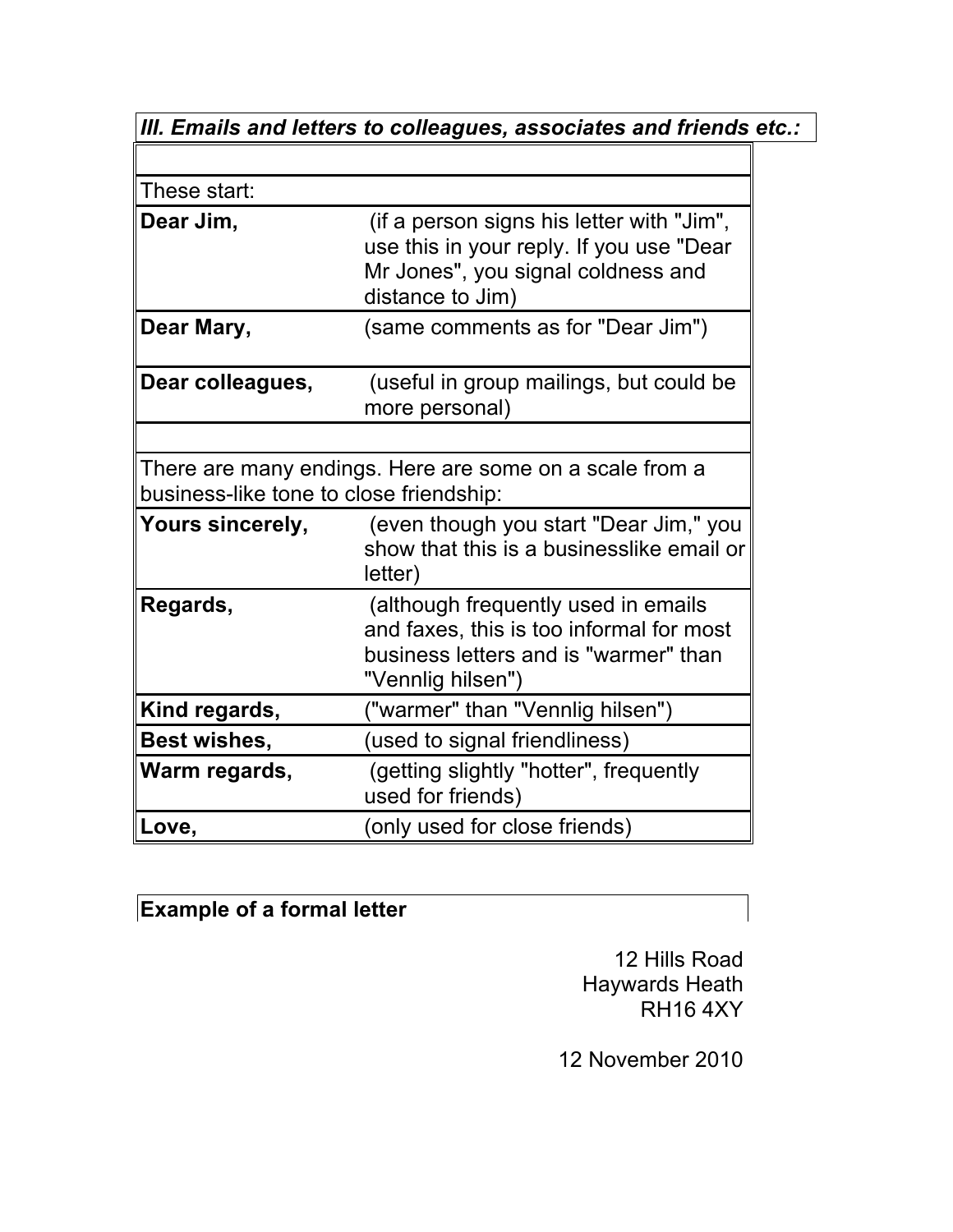***III. Emails and letters to colleagues, associates and friends etc.:***

| | |
|---|---|
| These start: | |
| **Dear Jim,** | (if a person signs his letter with "Jim", use this in your reply. If you use "Dear Mr Jones", you signal coldness and distance to Jim) |
| **Dear Mary,** | (same comments as for "Dear Jim") |
| **Dear colleagues,** | (useful in group mailings, but could be more personal) |
| | |
| There are many endings. Here are some on a scale from a business-like tone to close friendship: | |
| **Yours sincerely,** | (even though you start "Dear Jim," you show that this is a businesslike email or letter) |
| **Regards,** | (although frequently used in emails and faxes, this is too informal for most business letters and is "warmer" than "Vennlig hilsen") |
| **Kind regards,** | ("warmer" than "Vennlig hilsen") |
| **Best wishes,** | (used to signal friendliness) |
| **Warm regards,** | (getting slightly "hotter", frequently used for friends) |
| **Love,** | (only used for close friends) |

**Example of a formal letter**

12 Hills Road
Haywards Heath
RH16 4XY

12 November 2010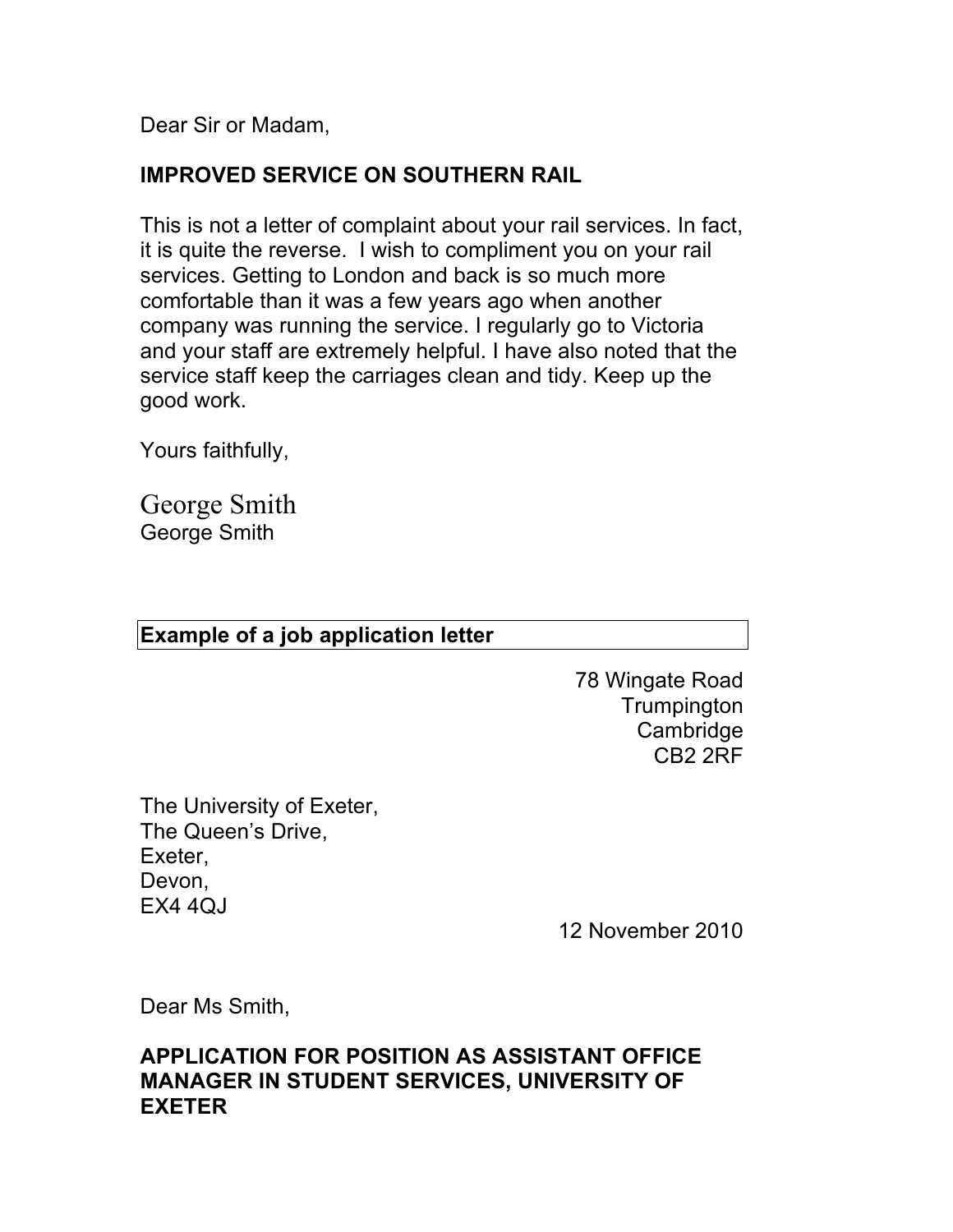Dear Sir or Madam,

**IMPROVED SERVICE ON SOUTHERN RAIL**

This is not a letter of complaint about your rail services. In fact, it is quite the reverse. I wish to compliment you on your rail services. Getting to London and back is so much more comfortable than it was a few years ago when another company was running the service. I regularly go to Victoria and your staff are extremely helpful. I have also noted that the service staff keep the carriages clean and tidy. Keep up the good work.

Yours faithfully,

George Smith
George Smith

**Example of a job application letter**

78 Wingate Road
Trumpington
Cambridge
CB2 2RF

The University of Exeter,
The Queen's Drive,
Exeter,
Devon,
EX4 4QJ

12 November 2010

Dear Ms Smith,

**APPLICATION FOR POSITION AS ASSISTANT OFFICE MANAGER IN STUDENT SERVICES, UNIVERSITY OF EXETER**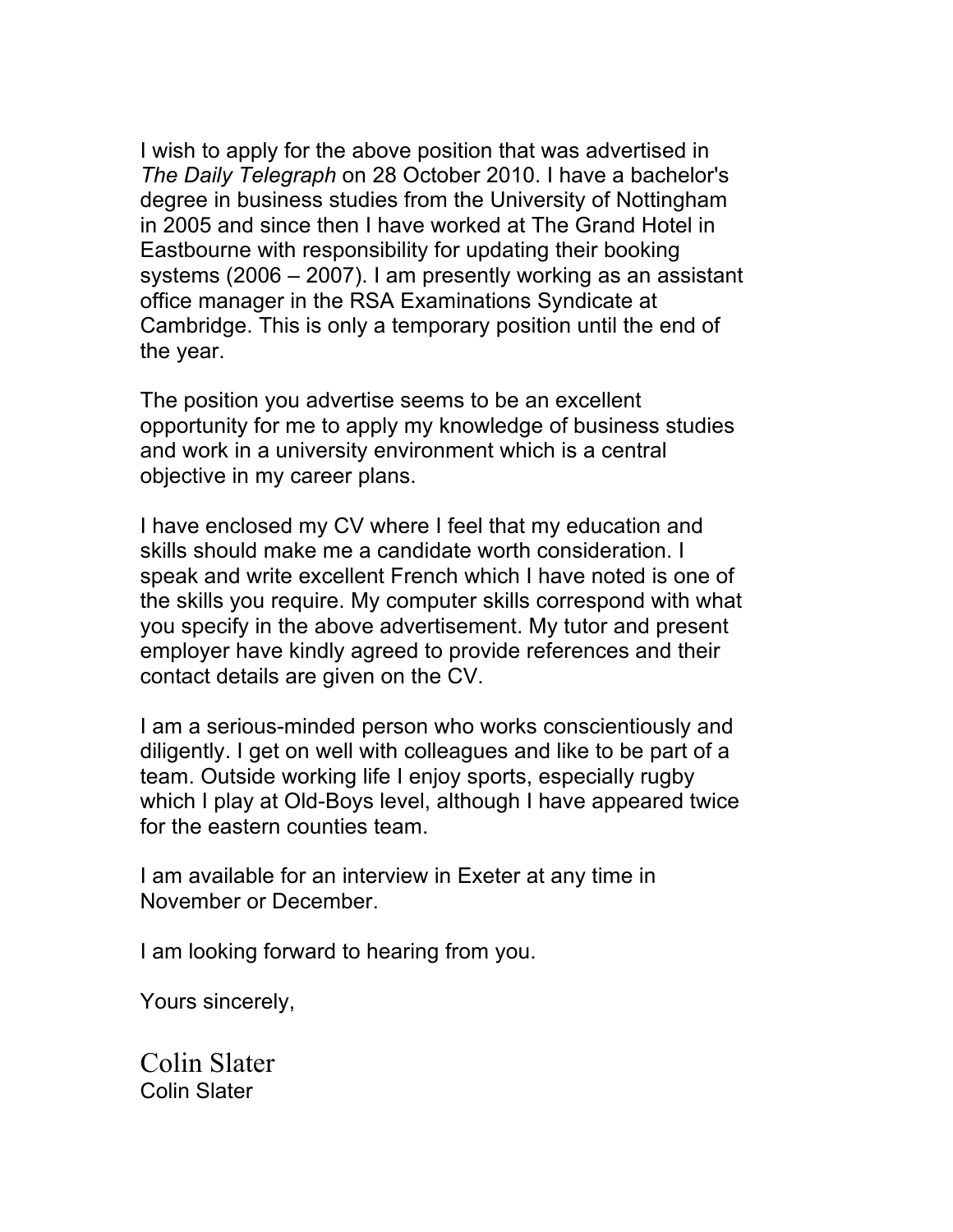I wish to apply for the above position that was advertised in *The Daily Telegraph* on 28 October 2010. I have a bachelor's degree in business studies from the University of Nottingham in 2005 and since then I have worked at The Grand Hotel in Eastbourne with responsibility for updating their booking systems (2006 – 2007). I am presently working as an assistant office manager in the RSA Examinations Syndicate at Cambridge. This is only a temporary position until the end of the year.

The position you advertise seems to be an excellent opportunity for me to apply my knowledge of business studies and work in a university environment which is a central objective in my career plans.

I have enclosed my CV where I feel that my education and skills should make me a candidate worth consideration. I speak and write excellent French which I have noted is one of the skills you require. My computer skills correspond with what you specify in the above advertisement. My tutor and present employer have kindly agreed to provide references and their contact details are given on the CV.

I am a serious-minded person who works conscientiously and diligently. I get on well with colleagues and like to be part of a team. Outside working life I enjoy sports, especially rugby which I play at Old-Boys level, although I have appeared twice for the eastern counties team.

I am available for an interview in Exeter at any time in November or December.

I am looking forward to hearing from you.

Yours sincerely,

Colin Slater
Colin Slater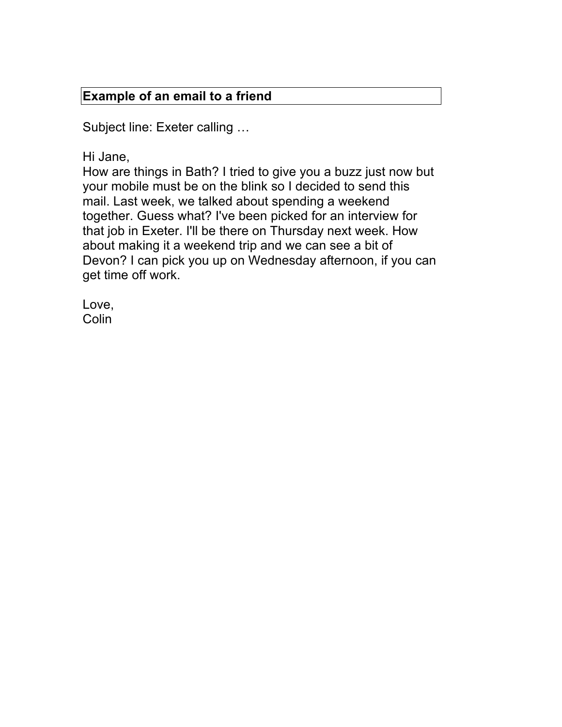**Example of an email to a friend**

Subject line: Exeter calling …

Hi Jane,
How are things in Bath? I tried to give you a buzz just now but your mobile must be on the blink so I decided to send this mail. Last week, we talked about spending a weekend together. Guess what? I've been picked for an interview for that job in Exeter. I'll be there on Thursday next week. How about making it a weekend trip and we can see a bit of Devon? I can pick you up on Wednesday afternoon, if you can get time off work.

Love,
Colin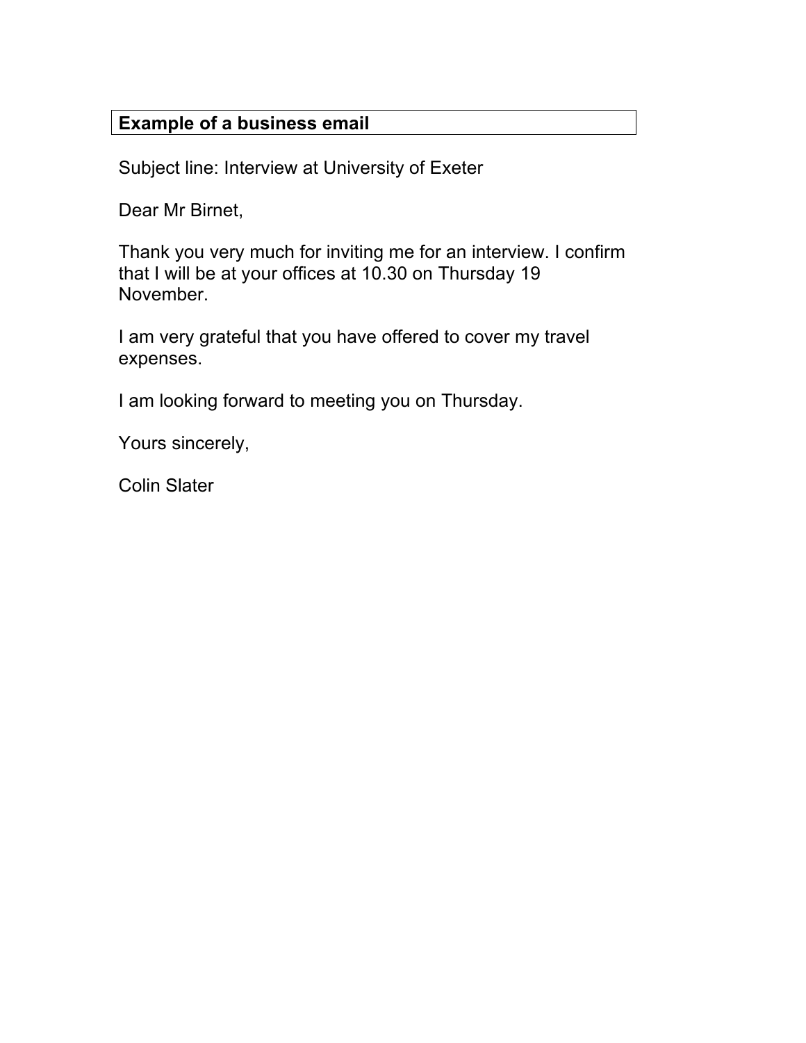**Example of a business email**

Subject line: Interview at University of Exeter

Dear Mr Birnet,

Thank you very much for inviting me for an interview. I confirm that I will be at your offices at 10.30 on Thursday 19 November.

I am very grateful that you have offered to cover my travel expenses.

I am looking forward to meeting you on Thursday.

Yours sincerely,

Colin Slater